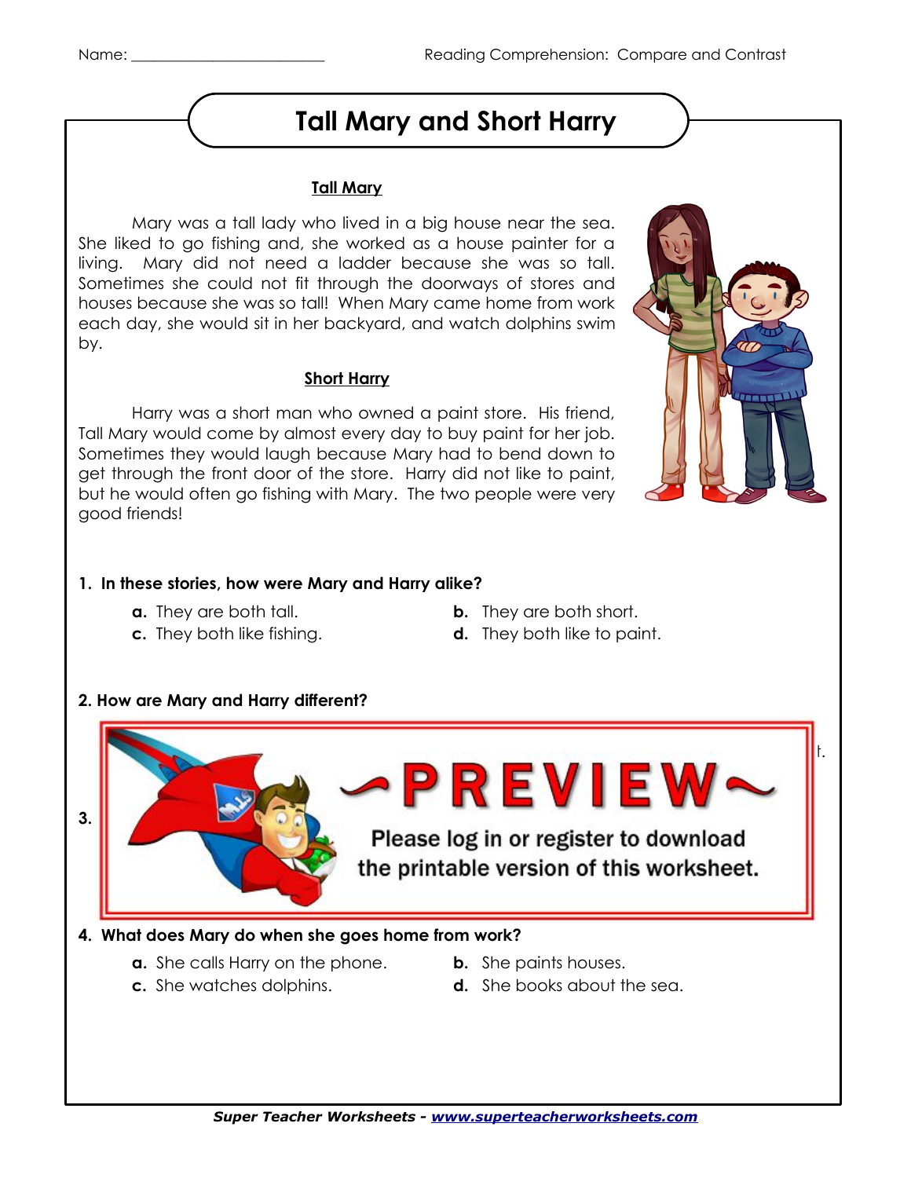Name: ________________________

Reading Comprehension: Compare and Contrast

# Tall Mary and Short Harry

## Tall Mary

Mary was a tall lady who lived in a big house near the sea. She liked to go fishing and, she worked as a house painter for a living. Mary did not need a ladder because she was so tall. Sometimes she could not fit through the doorways of stores and houses because she was so tall! When Mary came home from work each day, she would sit in her backyard, and watch dolphins swim by.

## Short Harry

Harry was a short man who owned a paint store. His friend, Tall Mary would come by almost every day to buy paint for her job. Sometimes they would laugh because Mary had to bend down to get through the front door of the store. Harry did not like to paint, but he would often go fishing with Mary. The two people were very good friends!

**1. In these stories, how were Mary and Harry alike?**

- **a.** They are both tall.
- **b.** They are both short.
- **c.** They both like fishing.
- **d.** They both like to paint.

**2. How are Mary and Harry different?**

~PREVIEW~

Please log in or register to download the printable version of this worksheet.

**3.**

**4. What does Mary do when she goes home from work?**

- **a.** She calls Harry on the phone.
- **b.** She paints houses.
- **c.** She watches dolphins.
- **d.** She books about the sea.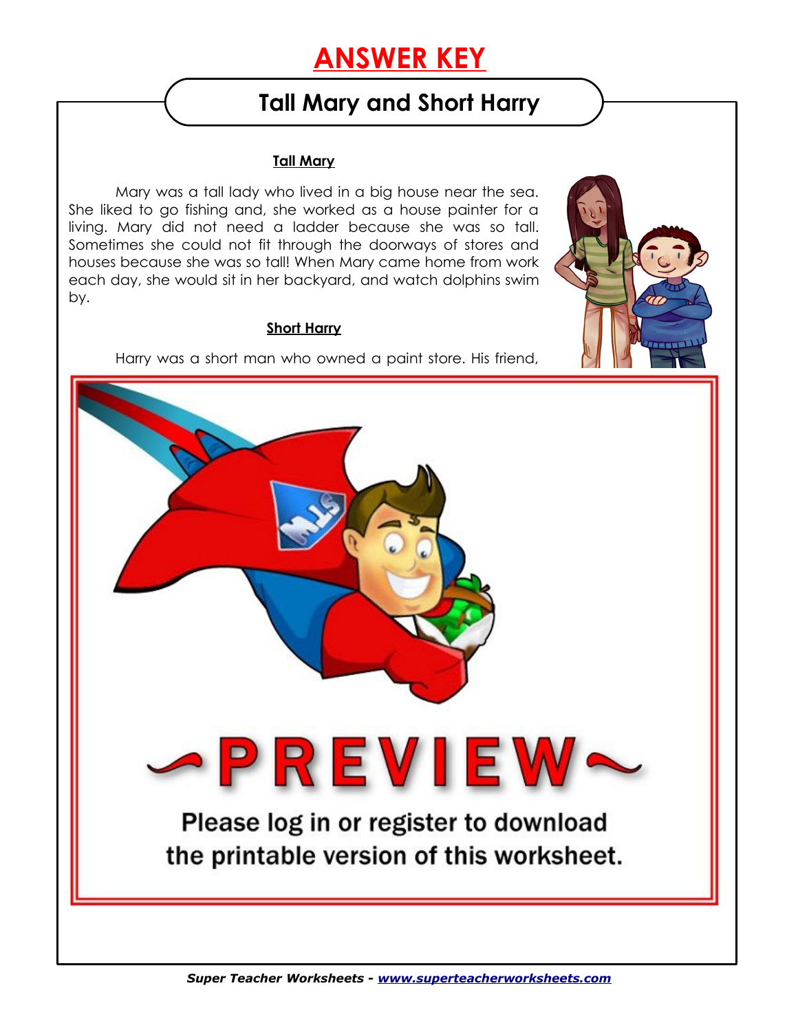# ANSWER KEY

## Tall Mary and Short Harry

### Tall Mary

Mary was a tall lady who lived in a big house near the sea. She liked to go fishing and, she worked as a house painter for a living. Mary did not need a ladder because she was so tall. Sometimes she could not fit through the doorways of stores and houses because she was so tall! When Mary came home from work each day, she would sit in her backyard, and watch dolphins swim by.

### Short Harry

Harry was a short man who owned a paint store. His friend,

~PREVIEW~

Please log in or register to download the printable version of this worksheet.